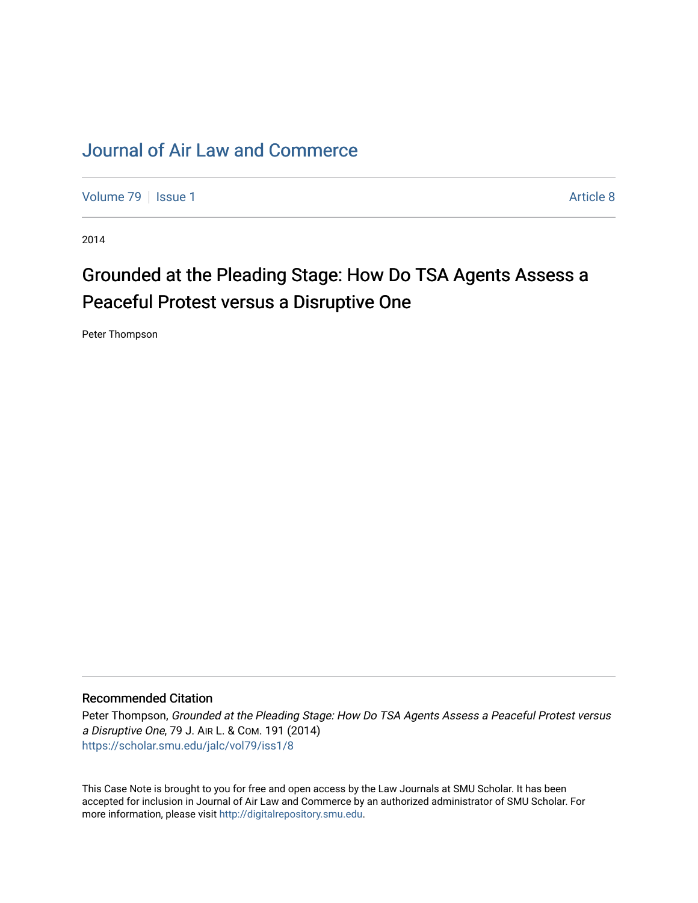# Journal of Air Law and Commerce

Volume 79 | Issue 1 | Article 8

2014

## Grounded at the Pleading Stage: How Do TSA Agents Assess a Peaceful Protest versus a Disruptive One

Peter Thompson

### Recommended Citation

Peter Thompson, *Grounded at the Pleading Stage: How Do TSA Agents Assess a Peaceful Protest versus a Disruptive One*, 79 J. AIR L. & COM. 191 (2014)
https://scholar.smu.edu/jalc/vol79/iss1/8

This Case Note is brought to you for free and open access by the Law Journals at SMU Scholar. It has been accepted for inclusion in Journal of Air Law and Commerce by an authorized administrator of SMU Scholar. For more information, please visit http://digitalrepository.smu.edu.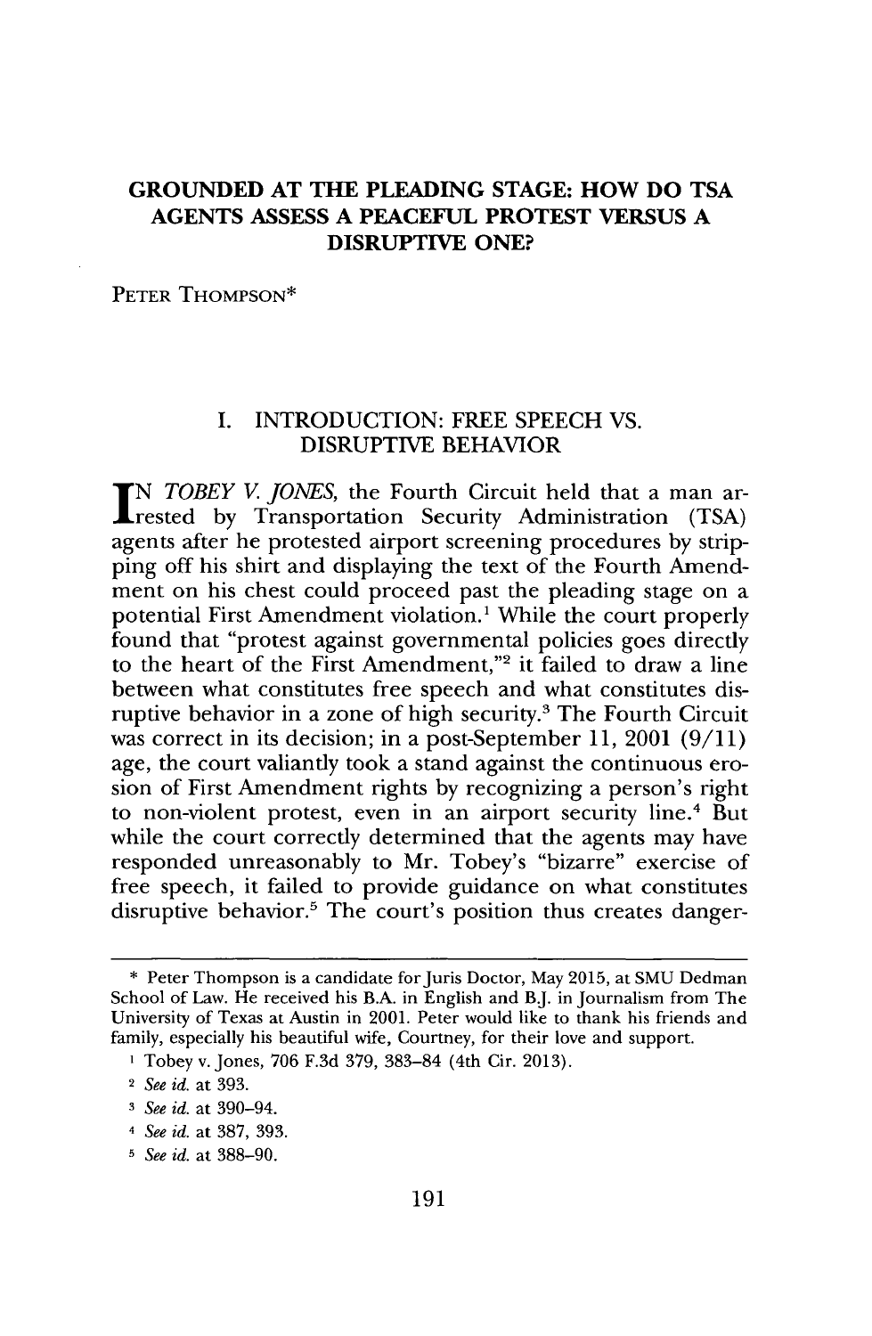# GROUNDED AT THE PLEADING STAGE: HOW DO TSA AGENTS ASSESS A PEACEFUL PROTEST VERSUS A DISRUPTIVE ONE?

PETER THOMPSON*

## I. INTRODUCTION: FREE SPEECH VS. DISRUPTIVE BEHAVIOR

IN *TOBEY V. JONES*, the Fourth Circuit held that a man arrested by Transportation Security Administration (TSA) agents after he protested airport screening procedures by stripping off his shirt and displaying the text of the Fourth Amendment on his chest could proceed past the pleading stage on a potential First Amendment violation.[1] While the court properly found that "protest against governmental policies goes directly to the heart of the First Amendment,"[2] it failed to draw a line between what constitutes free speech and what constitutes disruptive behavior in a zone of high security.[3] The Fourth Circuit was correct in its decision; in a post-September 11, 2001 (9/11) age, the court valiantly took a stand against the continuous erosion of First Amendment rights by recognizing a person's right to non-violent protest, even in an airport security line.[4] But while the court correctly determined that the agents may have responded unreasonably to Mr. Tobey's "bizarre" exercise of free speech, it failed to provide guidance on what constitutes disruptive behavior.[5] The court's position thus creates danger-

---

\* Peter Thompson is a candidate for Juris Doctor, May 2015, at SMU Dedman School of Law. He received his B.A. in English and B.J. in Journalism from The University of Texas at Austin in 2001. Peter would like to thank his friends and family, especially his beautiful wife, Courtney, for their love and support.

[1] Tobey v. Jones, 706 F.3d 379, 383–84 (4th Cir. 2013).

[2] *See id.* at 393.

[3] *See id.* at 390–94.

[4] *See id.* at 387, 393.

[5] *See id.* at 388–90.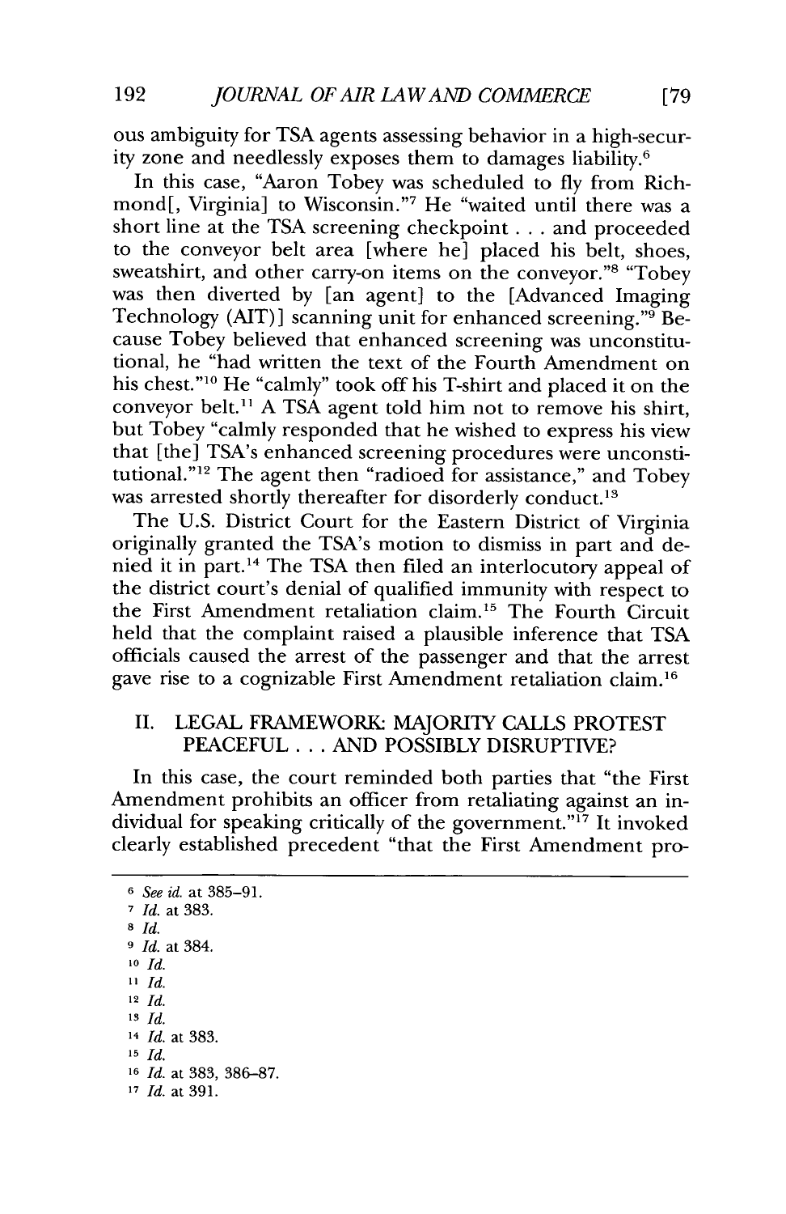ous ambiguity for TSA agents assessing behavior in a high-security zone and needlessly exposes them to damages liability.[6]

In this case, "Aaron Tobey was scheduled to fly from Richmond[, Virginia] to Wisconsin."[7] He "waited until there was a short line at the TSA screening checkpoint . . . and proceeded to the conveyor belt area [where he] placed his belt, shoes, sweatshirt, and other carry-on items on the conveyor."[8] "Tobey was then diverted by [an agent] to the [Advanced Imaging Technology (AIT)] scanning unit for enhanced screening."[9] Because Tobey believed that enhanced screening was unconstitutional, he "had written the text of the Fourth Amendment on his chest."[10] He "calmly" took off his T-shirt and placed it on the conveyor belt.[11] A TSA agent told him not to remove his shirt, but Tobey "calmly responded that he wished to express his view that [the] TSA's enhanced screening procedures were unconstitutional."[12] The agent then "radioed for assistance," and Tobey was arrested shortly thereafter for disorderly conduct.[13]

The U.S. District Court for the Eastern District of Virginia originally granted the TSA's motion to dismiss in part and denied it in part.[14] The TSA then filed an interlocutory appeal of the district court's denial of qualified immunity with respect to the First Amendment retaliation claim.[15] The Fourth Circuit held that the complaint raised a plausible inference that TSA officials caused the arrest of the passenger and that the arrest gave rise to a cognizable First Amendment retaliation claim.[16]

## II. LEGAL FRAMEWORK: MAJORITY CALLS PROTEST PEACEFUL . . . AND POSSIBLY DISRUPTIVE?

In this case, the court reminded both parties that "the First Amendment prohibits an officer from retaliating against an individual for speaking critically of the government."[17] It invoked clearly established precedent "that the First Amendment pro-

---

[6] *See id.* at 385–91.

[7] *Id.* at 383.

[8] *Id.*

[9] *Id.* at 384.

[10] *Id.*

[11] *Id.*

[12] *Id.*

[13] *Id.*

[14] *Id.* at 383.

[15] *Id.*

[16] *Id.* at 383, 386–87.

[17] *Id.* at 391.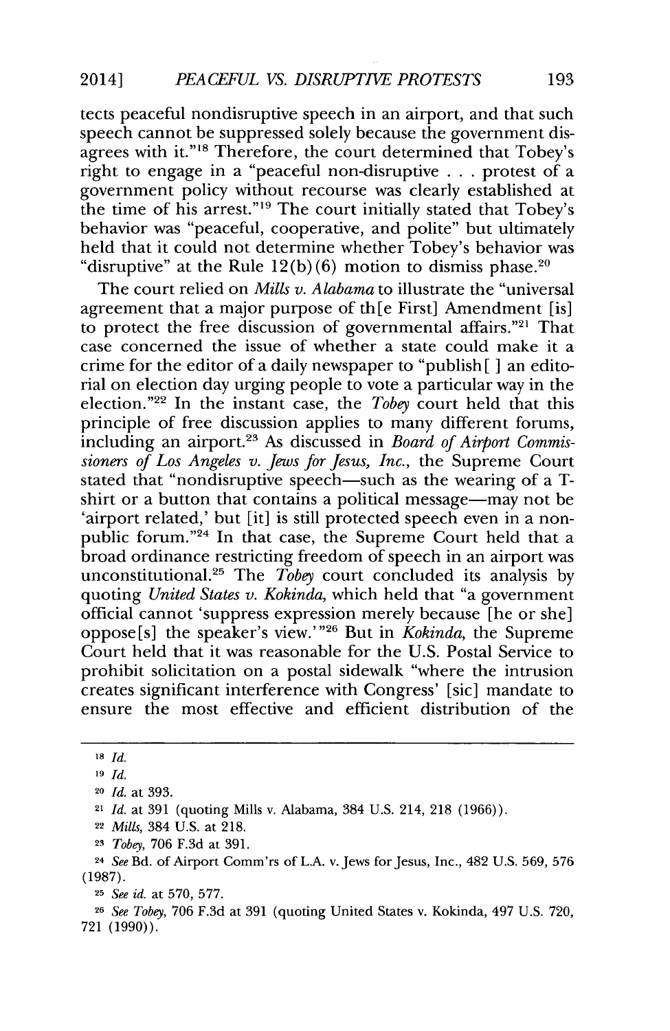tects peaceful nondisruptive speech in an airport, and that such speech cannot be suppressed solely because the government disagrees with it."[18] Therefore, the court determined that Tobey's right to engage in a "peaceful non-disruptive . . . protest of a government policy without recourse was clearly established at the time of his arrest."[19] The court initially stated that Tobey's behavior was "peaceful, cooperative, and polite" but ultimately held that it could not determine whether Tobey's behavior was "disruptive" at the Rule 12(b)(6) motion to dismiss phase.[20]

The court relied on *Mills v. Alabama* to illustrate the "universal agreement that a major purpose of th[e First] Amendment [is] to protect the free discussion of governmental affairs."[21] That case concerned the issue of whether a state could make it a crime for the editor of a daily newspaper to "publish[ ] an editorial on election day urging people to vote a particular way in the election."[22] In the instant case, the *Tobey* court held that this principle of free discussion applies to many different forums, including an airport.[23] As discussed in *Board of Airport Commissioners of Los Angeles v. Jews for Jesus, Inc.*, the Supreme Court stated that "nondisruptive speech—such as the wearing of a T-shirt or a button that contains a political message—may not be 'airport related,' but [it] is still protected speech even in a nonpublic forum."[24] In that case, the Supreme Court held that a broad ordinance restricting freedom of speech in an airport was unconstitutional.[25] The *Tobey* court concluded its analysis by quoting *United States v. Kokinda*, which held that "a government official cannot 'suppress expression merely because [he or she] oppose[s] the speaker's view.'"[26] But in *Kokinda*, the Supreme Court held that it was reasonable for the U.S. Postal Service to prohibit solicitation on a postal sidewalk "where the intrusion creates significant interference with Congress' [sic] mandate to ensure the most effective and efficient distribution of the

---

[18] *Id.*

[19] *Id.*

[20] *Id.* at 393.

[21] *Id.* at 391 (quoting Mills v. Alabama, 384 U.S. 214, 218 (1966)).

[22] *Mills*, 384 U.S. at 218.

[23] *Tobey*, 706 F.3d at 391.

[24] *See* Bd. of Airport Comm'rs of L.A. v. Jews for Jesus, Inc., 482 U.S. 569, 576 (1987).

[25] *See id.* at 570, 577.

[26] *See Tobey*, 706 F.3d at 391 (quoting United States v. Kokinda, 497 U.S. 720, 721 (1990)).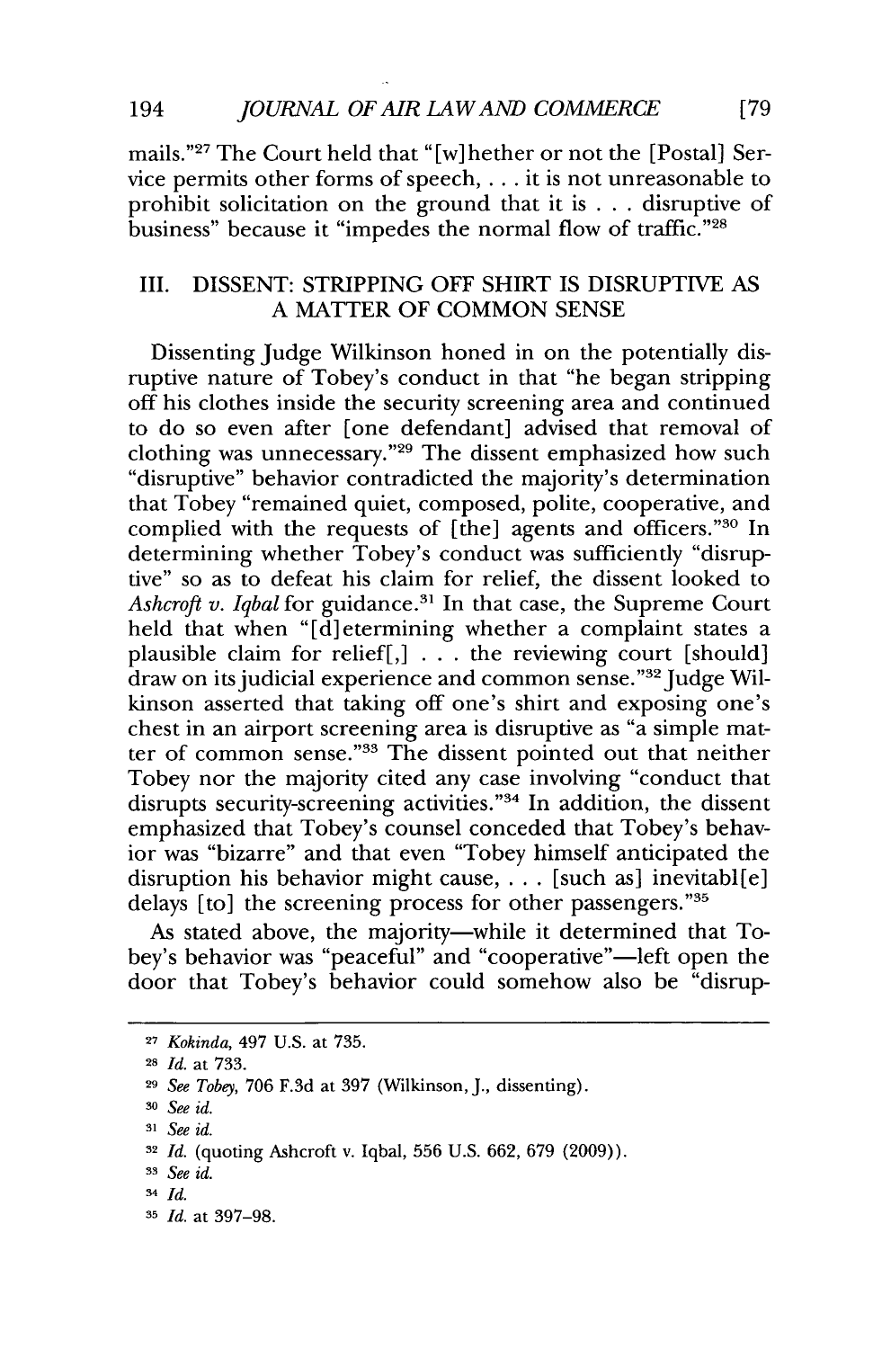mails."[27] The Court held that "[w]hether or not the [Postal] Service permits other forms of speech, . . . it is not unreasonable to prohibit solicitation on the ground that it is . . . disruptive of business" because it "impedes the normal flow of traffic."[28]

## III. DISSENT: STRIPPING OFF SHIRT IS DISRUPTIVE AS A MATTER OF COMMON SENSE

Dissenting Judge Wilkinson honed in on the potentially disruptive nature of Tobey's conduct in that "he began stripping off his clothes inside the security screening area and continued to do so even after [one defendant] advised that removal of clothing was unnecessary."[29] The dissent emphasized how such "disruptive" behavior contradicted the majority's determination that Tobey "remained quiet, composed, polite, cooperative, and complied with the requests of [the] agents and officers."[30] In determining whether Tobey's conduct was sufficiently "disruptive" so as to defeat his claim for relief, the dissent looked to *Ashcroft v. Iqbal* for guidance.[31] In that case, the Supreme Court held that when "[d]etermining whether a complaint states a plausible claim for relief[,] . . . the reviewing court [should] draw on its judicial experience and common sense."[32] Judge Wilkinson asserted that taking off one's shirt and exposing one's chest in an airport screening area is disruptive as "a simple matter of common sense."[33] The dissent pointed out that neither Tobey nor the majority cited any case involving "conduct that disrupts security-screening activities."[34] In addition, the dissent emphasized that Tobey's counsel conceded that Tobey's behavior was "bizarre" and that even "Tobey himself anticipated the disruption his behavior might cause, . . . [such as] inevitabl[e] delays [to] the screening process for other passengers."[35]

As stated above, the majority—while it determined that Tobey's behavior was "peaceful" and "cooperative"—left open the door that Tobey's behavior could somehow also be "disrup-

---

[27] *Kokinda*, 497 U.S. at 735.

[28] *Id.* at 733.

[29] *See Tobey*, 706 F.3d at 397 (Wilkinson, J., dissenting).

[30] *See id.*

[31] *See id.*

[32] *Id.* (quoting Ashcroft v. Iqbal, 556 U.S. 662, 679 (2009)).

[33] *See id.*

[34] *Id.*

[35] *Id.* at 397–98.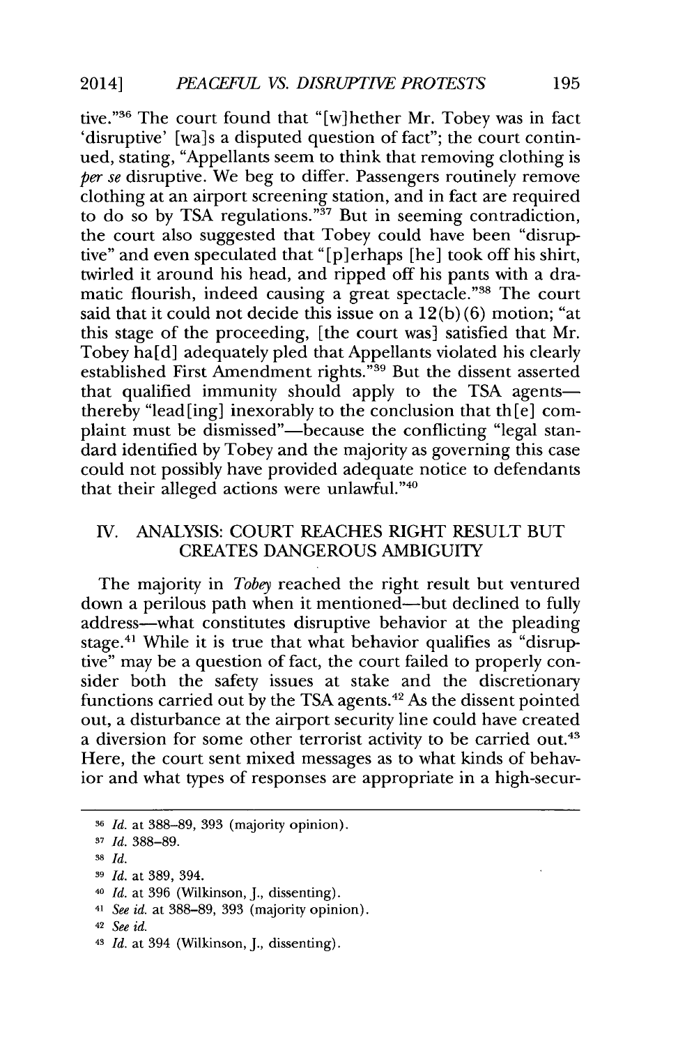tive."[36] The court found that "[w]hether Mr. Tobey was in fact 'disruptive' [wa]s a disputed question of fact"; the court continued, stating, "Appellants seem to think that removing clothing is *per se* disruptive. We beg to differ. Passengers routinely remove clothing at an airport screening station, and in fact are required to do so by TSA regulations."[37] But in seeming contradiction, the court also suggested that Tobey could have been "disruptive" and even speculated that "[p]erhaps [he] took off his shirt, twirled it around his head, and ripped off his pants with a dramatic flourish, indeed causing a great spectacle."[38] The court said that it could not decide this issue on a 12(b)(6) motion; "at this stage of the proceeding, [the court was] satisfied that Mr. Tobey ha[d] adequately pled that Appellants violated his clearly established First Amendment rights."[39] But the dissent asserted that qualified immunity should apply to the TSA agents—thereby "lead[ing] inexorably to the conclusion that th[e] complaint must be dismissed"—because the conflicting "legal standard identified by Tobey and the majority as governing this case could not possibly have provided adequate notice to defendants that their alleged actions were unlawful."[40]

## IV. ANALYSIS: COURT REACHES RIGHT RESULT BUT CREATES DANGEROUS AMBIGUITY

The majority in *Tobey* reached the right result but ventured down a perilous path when it mentioned—but declined to fully address—what constitutes disruptive behavior at the pleading stage.[41] While it is true that what behavior qualifies as "disruptive" may be a question of fact, the court failed to properly consider both the safety issues at stake and the discretionary functions carried out by the TSA agents.[42] As the dissent pointed out, a disturbance at the airport security line could have created a diversion for some other terrorist activity to be carried out.[43] Here, the court sent mixed messages as to what kinds of behavior and what types of responses are appropriate in a high-secur-

---

[36] *Id.* at 388–89, 393 (majority opinion).

[37] *Id.* 388–89.

[38] *Id.*

[39] *Id.* at 389, 394.

[40] *Id.* at 396 (Wilkinson, J., dissenting).

[41] *See id.* at 388–89, 393 (majority opinion).

[42] *See id.*

[43] *Id.* at 394 (Wilkinson, J., dissenting).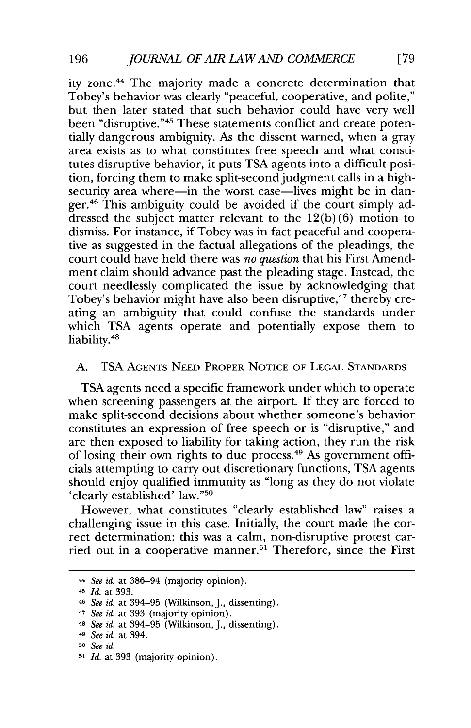ity zone.[44] The majority made a concrete determination that Tobey's behavior was clearly "peaceful, cooperative, and polite," but then later stated that such behavior could have very well been "disruptive."[45] These statements conflict and create potentially dangerous ambiguity. As the dissent warned, when a gray area exists as to what constitutes free speech and what constitutes disruptive behavior, it puts TSA agents into a difficult position, forcing them to make split-second judgment calls in a high-security area where—in the worst case—lives might be in danger.[46] This ambiguity could be avoided if the court simply addressed the subject matter relevant to the 12(b)(6) motion to dismiss. For instance, if Tobey was in fact peaceful and cooperative as suggested in the factual allegations of the pleadings, the court could have held there was *no question* that his First Amendment claim should advance past the pleading stage. Instead, the court needlessly complicated the issue by acknowledging that Tobey's behavior might have also been disruptive,[47] thereby creating an ambiguity that could confuse the standards under which TSA agents operate and potentially expose them to liability.[48]

### A. TSA Agents Need Proper Notice of Legal Standards

TSA agents need a specific framework under which to operate when screening passengers at the airport. If they are forced to make split-second decisions about whether someone's behavior constitutes an expression of free speech or is "disruptive," and are then exposed to liability for taking action, they run the risk of losing their own rights to due process.[49] As government officials attempting to carry out discretionary functions, TSA agents should enjoy qualified immunity as "long as they do not violate 'clearly established' law."[50]

However, what constitutes "clearly established law" raises a challenging issue in this case. Initially, the court made the correct determination: this was a calm, non-disruptive protest carried out in a cooperative manner.[51] Therefore, since the First

---

[44] *See id.* at 386–94 (majority opinion).

[45] *Id.* at 393.

[46] *See id.* at 394–95 (Wilkinson, J., dissenting).

[47] *See id.* at 393 (majority opinion).

[48] *See id.* at 394–95 (Wilkinson, J., dissenting).

[49] *See id.* at 394.

[50] *See id.*

[51] *Id.* at 393 (majority opinion).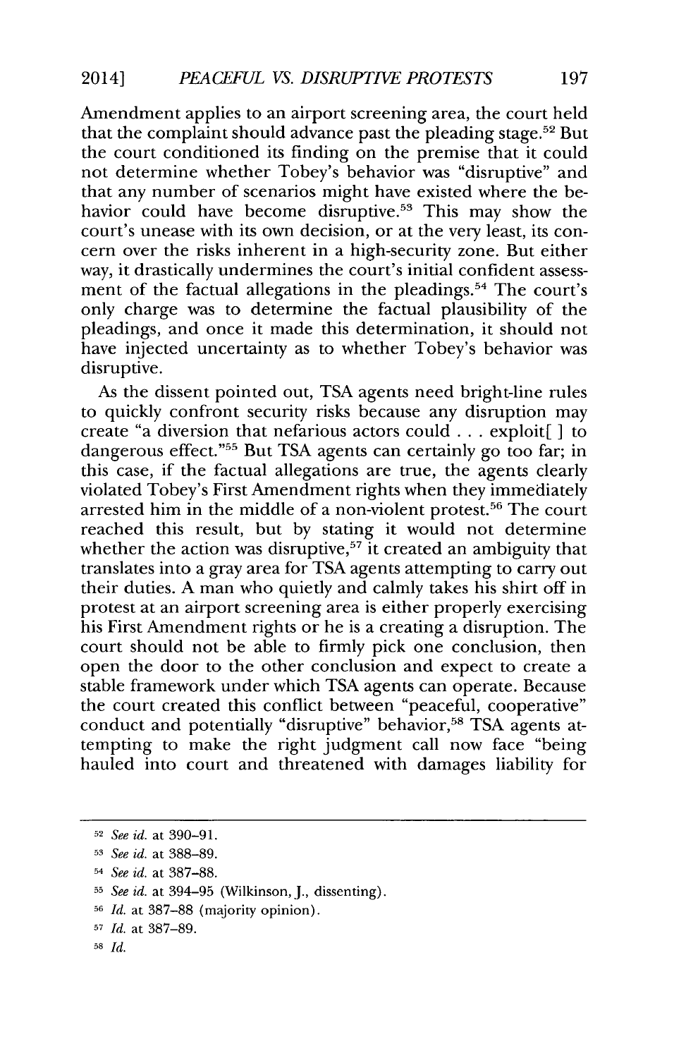Amendment applies to an airport screening area, the court held that the complaint should advance past the pleading stage.[52] But the court conditioned its finding on the premise that it could not determine whether Tobey's behavior was "disruptive" and that any number of scenarios might have existed where the behavior could have become disruptive.[53] This may show the court's unease with its own decision, or at the very least, its concern over the risks inherent in a high-security zone. But either way, it drastically undermines the court's initial confident assessment of the factual allegations in the pleadings.[54] The court's only charge was to determine the factual plausibility of the pleadings, and once it made this determination, it should not have injected uncertainty as to whether Tobey's behavior was disruptive.

As the dissent pointed out, TSA agents need bright-line rules to quickly confront security risks because any disruption may create "a diversion that nefarious actors could . . . exploit[ ] to dangerous effect."[55] But TSA agents can certainly go too far; in this case, if the factual allegations are true, the agents clearly violated Tobey's First Amendment rights when they immediately arrested him in the middle of a non-violent protest.[56] The court reached this result, but by stating it would not determine whether the action was disruptive,[57] it created an ambiguity that translates into a gray area for TSA agents attempting to carry out their duties. A man who quietly and calmly takes his shirt off in protest at an airport screening area is either properly exercising his First Amendment rights or he is a creating a disruption. The court should not be able to firmly pick one conclusion, then open the door to the other conclusion and expect to create a stable framework under which TSA agents can operate. Because the court created this conflict between "peaceful, cooperative" conduct and potentially "disruptive" behavior,[58] TSA agents attempting to make the right judgment call now face "being hauled into court and threatened with damages liability for

---

[52] *See id.* at 390–91.

[53] *See id.* at 388–89.

[54] *See id.* at 387–88.

[55] *See id.* at 394–95 (Wilkinson, J., dissenting).

[56] *Id.* at 387–88 (majority opinion).

[57] *Id.* at 387–89.

[58] *Id.*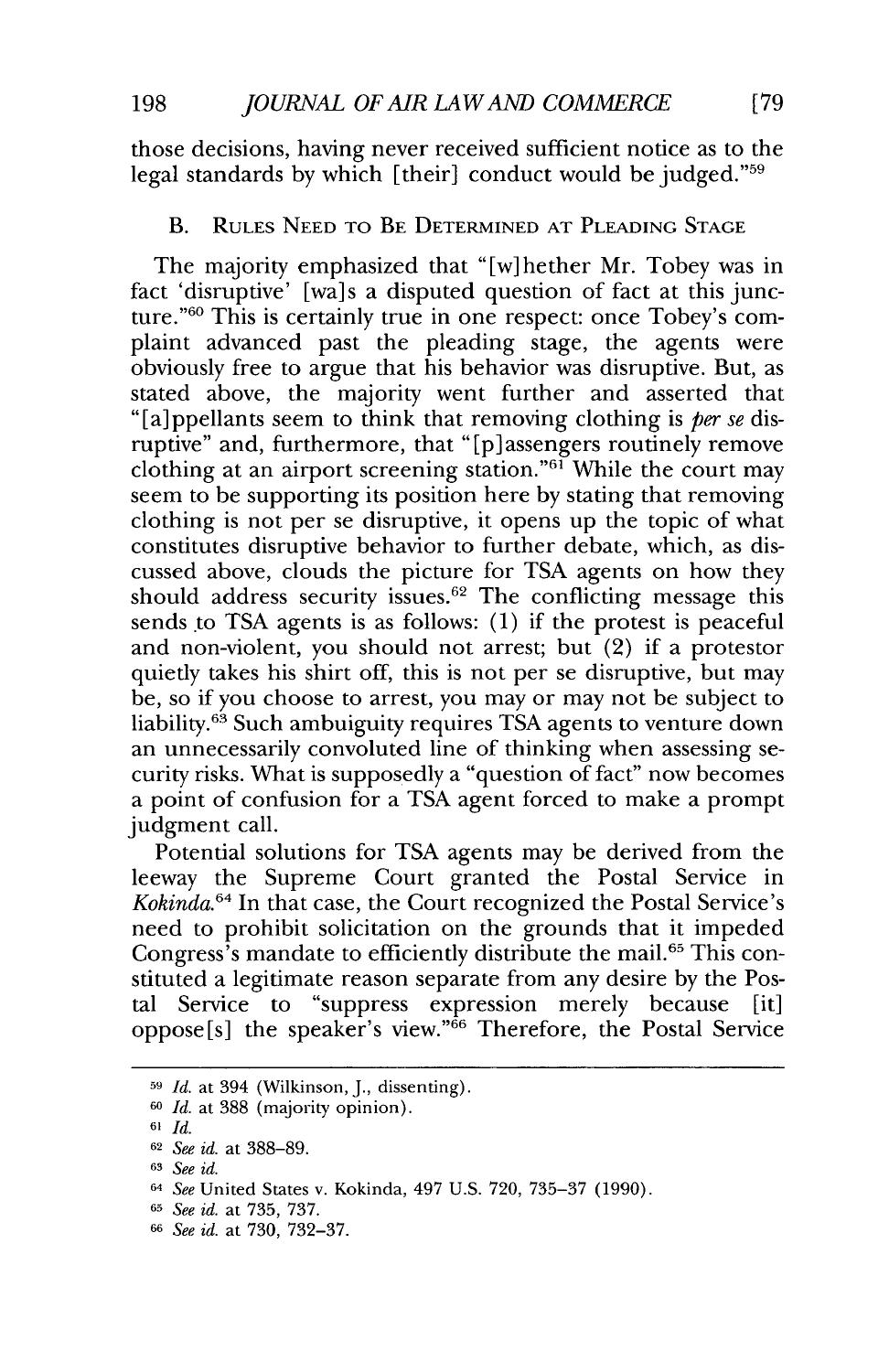those decisions, having never received sufficient notice as to the legal standards by which [their] conduct would be judged."[59]

### B. Rules Need to Be Determined at Pleading Stage

The majority emphasized that "[w]hether Mr. Tobey was in fact 'disruptive' [wa]s a disputed question of fact at this juncture."[60] This is certainly true in one respect: once Tobey's complaint advanced past the pleading stage, the agents were obviously free to argue that his behavior was disruptive. But, as stated above, the majority went further and asserted that "[a]ppellants seem to think that removing clothing is *per se* disruptive" and, furthermore, that "[p]assengers routinely remove clothing at an airport screening station."[61] While the court may seem to be supporting its position here by stating that removing clothing is not per se disruptive, it opens up the topic of what constitutes disruptive behavior to further debate, which, as discussed above, clouds the picture for TSA agents on how they should address security issues.[62] The conflicting message this sends to TSA agents is as follows: (1) if the protest is peaceful and non-violent, you should not arrest; but (2) if a protestor quietly takes his shirt off, this is not per se disruptive, but may be, so if you choose to arrest, you may or may not be subject to liability.[63] Such ambuiguity requires TSA agents to venture down an unnecessarily convoluted line of thinking when assessing security risks. What is supposedly a "question of fact" now becomes a point of confusion for a TSA agent forced to make a prompt judgment call.

Potential solutions for TSA agents may be derived from the leeway the Supreme Court granted the Postal Service in *Kokinda*.[64] In that case, the Court recognized the Postal Service's need to prohibit solicitation on the grounds that it impeded Congress's mandate to efficiently distribute the mail.[65] This constituted a legitimate reason separate from any desire by the Postal Service to "suppress expression merely because [it] oppose[s] the speaker's view."[66] Therefore, the Postal Service

---

[59] *Id.* at 394 (Wilkinson, J., dissenting).

[60] *Id.* at 388 (majority opinion).

[61] *Id.*

[62] *See id.* at 388–89.

[63] *See id.*

[64] *See* United States v. Kokinda, 497 U.S. 720, 735–37 (1990).

[65] *See id.* at 735, 737.

[66] *See id.* at 730, 732–37.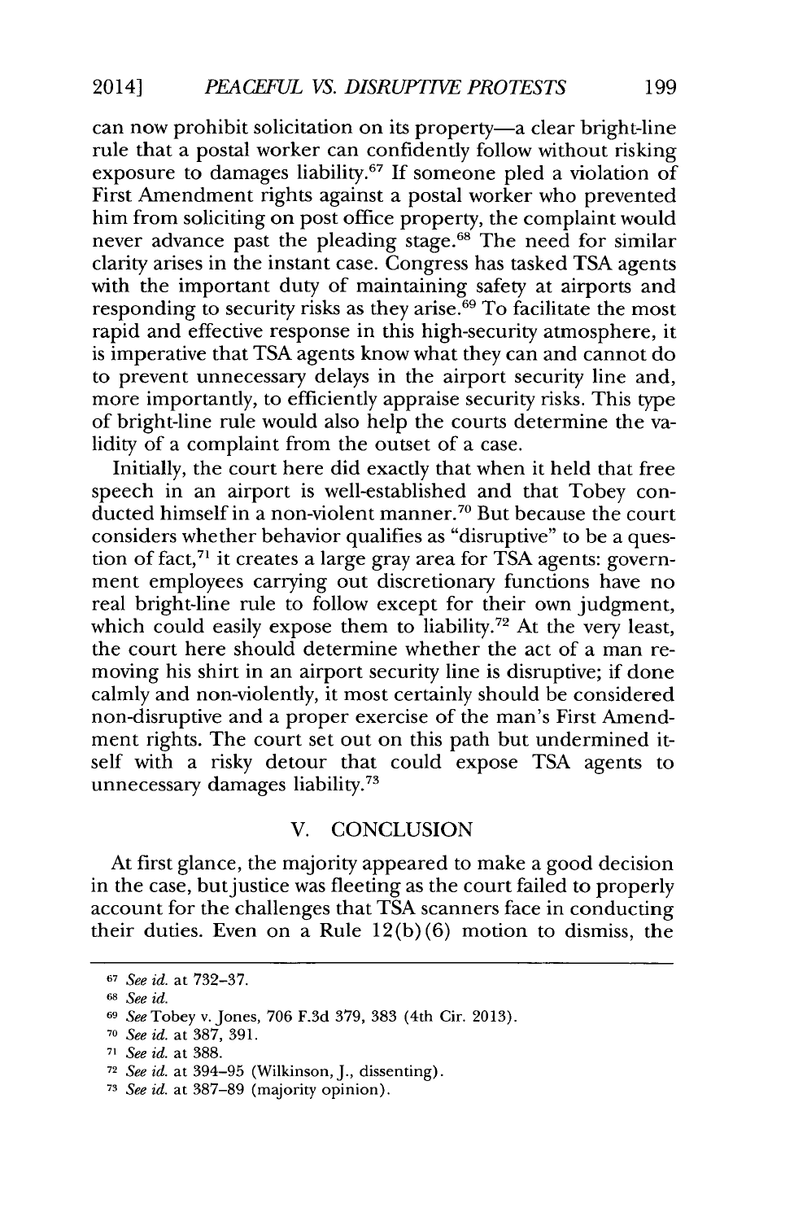can now prohibit solicitation on its property—a clear bright-line rule that a postal worker can confidently follow without risking exposure to damages liability.[67] If someone pled a violation of First Amendment rights against a postal worker who prevented him from soliciting on post office property, the complaint would never advance past the pleading stage.[68] The need for similar clarity arises in the instant case. Congress has tasked TSA agents with the important duty of maintaining safety at airports and responding to security risks as they arise.[69] To facilitate the most rapid and effective response in this high-security atmosphere, it is imperative that TSA agents know what they can and cannot do to prevent unnecessary delays in the airport security line and, more importantly, to efficiently appraise security risks. This type of bright-line rule would also help the courts determine the validity of a complaint from the outset of a case.

Initially, the court here did exactly that when it held that free speech in an airport is well-established and that Tobey conducted himself in a non-violent manner.[70] But because the court considers whether behavior qualifies as "disruptive" to be a question of fact,[71] it creates a large gray area for TSA agents: government employees carrying out discretionary functions have no real bright-line rule to follow except for their own judgment, which could easily expose them to liability.[72] At the very least, the court here should determine whether the act of a man removing his shirt in an airport security line is disruptive; if done calmly and non-violently, it most certainly should be considered non-disruptive and a proper exercise of the man's First Amendment rights. The court set out on this path but undermined itself with a risky detour that could expose TSA agents to unnecessary damages liability.[73]

## V. CONCLUSION

At first glance, the majority appeared to make a good decision in the case, but justice was fleeting as the court failed to properly account for the challenges that TSA scanners face in conducting their duties. Even on a Rule 12(b)(6) motion to dismiss, the

---

67 *See id.* at 732–37.

68 *See id.*

69 *See* Tobey v. Jones, 706 F.3d 379, 383 (4th Cir. 2013).

70 *See id.* at 387, 391.

71 *See id.* at 388.

72 *See id.* at 394–95 (Wilkinson, J., dissenting).

73 *See id.* at 387–89 (majority opinion).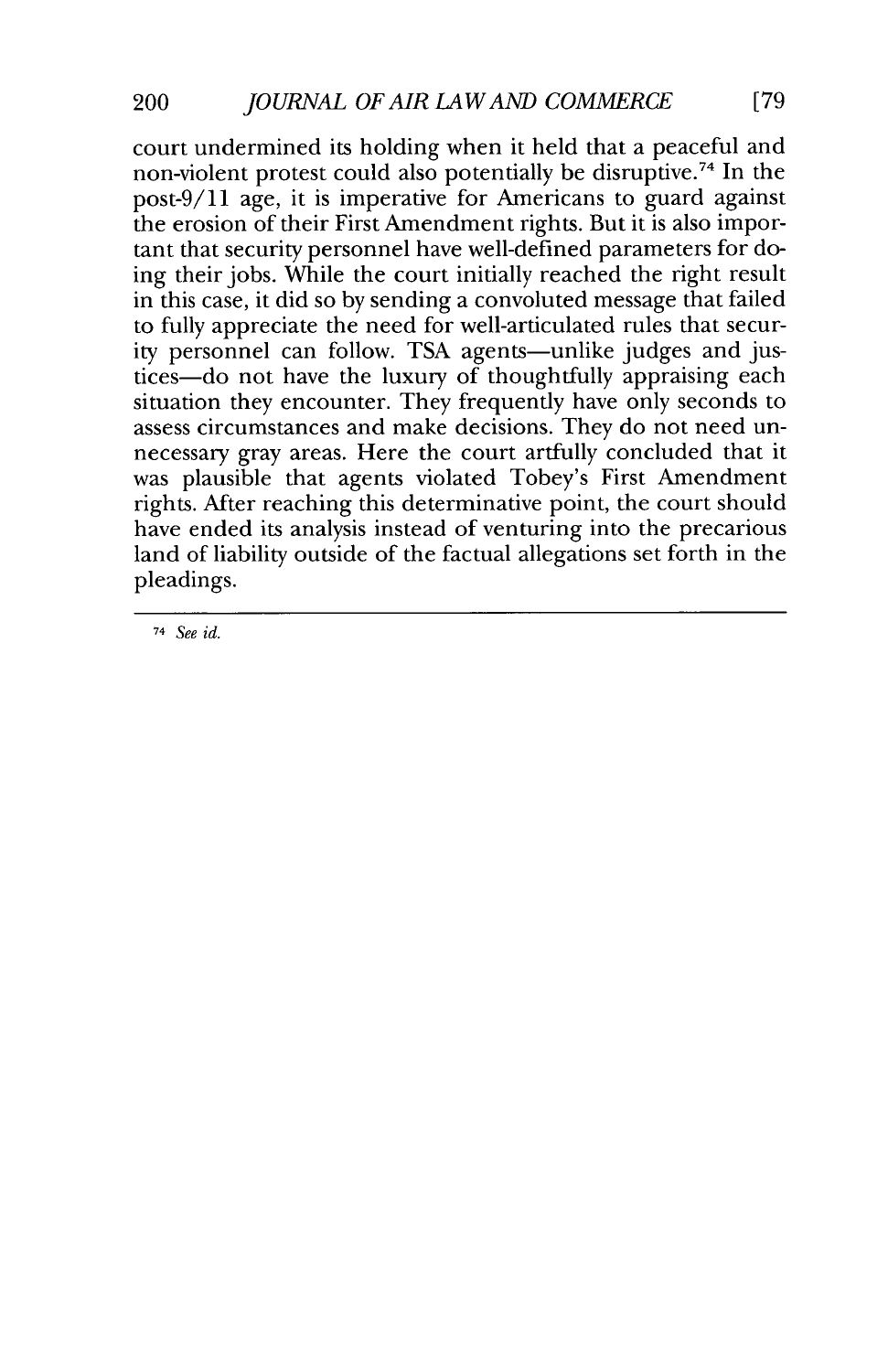court undermined its holding when it held that a peaceful and non-violent protest could also potentially be disruptive.[74] In the post-9/11 age, it is imperative for Americans to guard against the erosion of their First Amendment rights. But it is also important that security personnel have well-defined parameters for doing their jobs. While the court initially reached the right result in this case, it did so by sending a convoluted message that failed to fully appreciate the need for well-articulated rules that security personnel can follow. TSA agents—unlike judges and justices—do not have the luxury of thoughtfully appraising each situation they encounter. They frequently have only seconds to assess circumstances and make decisions. They do not need unnecessary gray areas. Here the court artfully concluded that it was plausible that agents violated Tobey's First Amendment rights. After reaching this determinative point, the court should have ended its analysis instead of venturing into the precarious land of liability outside of the factual allegations set forth in the pleadings.

---

[74] *See id.*